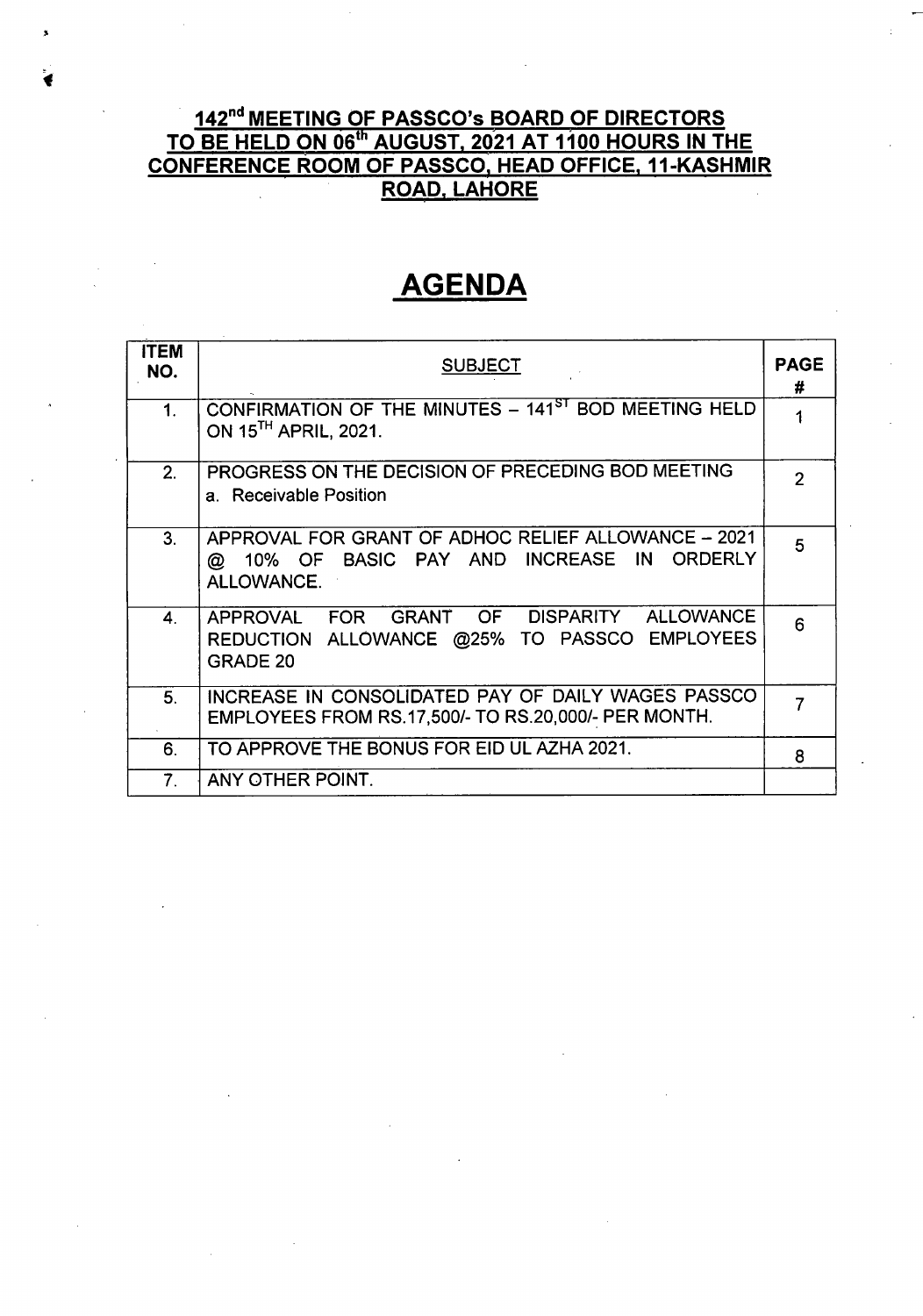# 142nd MEETING OF PASSCO's BOARD OF DIRECTORS TO BE HELD ON 06th AUGUST, 2021 AT 1100 HOURS IN THE CONFERENCE ROOM OF PASSCO, HEAD OFFICE, 11-KASHMIR ROAD, LAHORE

# AGENDA

| ITEM NO. | SUBJECT | PAGE # |
|---|---|---|
| 1. | CONFIRMATION OF THE MINUTES – 141ST BOD MEETING HELD ON 15TH APRIL, 2021. | 1 |
| 2. | PROGRESS ON THE DECISION OF PRECEDING BOD MEETING<br>a. Receivable Position | 2 |
| 3. | APPROVAL FOR GRANT OF ADHOC RELIEF ALLOWANCE – 2021 @ 10% OF BASIC PAY AND INCREASE IN ORDERLY ALLOWANCE. | 5 |
| 4. | APPROVAL FOR GRANT OF DISPARITY ALLOWANCE REDUCTION ALLOWANCE @25% TO PASSCO EMPLOYEES GRADE 20 | 6 |
| 5. | INCREASE IN CONSOLIDATED PAY OF DAILY WAGES PASSCO EMPLOYEES FROM RS.17,500/- TO RS.20,000/- PER MONTH. | 7 |
| 6. | TO APPROVE THE BONUS FOR EID UL AZHA 2021. | 8 |
| 7. | ANY OTHER POINT. | |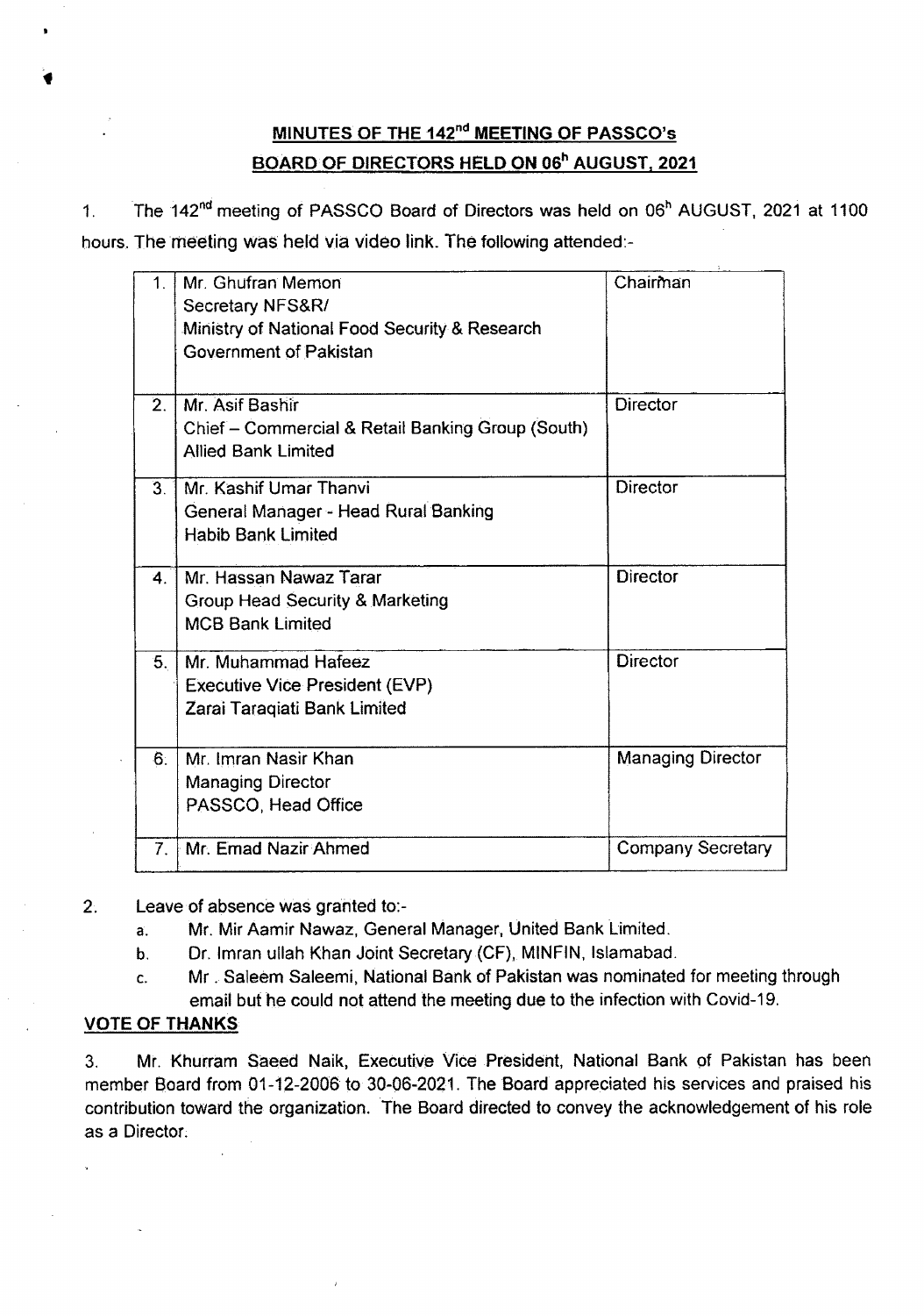## MINUTES OF THE 142nd MEETING OF PASSCO's BOARD OF DIRECTORS HELD ON 06h AUGUST, 2021

1. The 142nd meeting of PASSCO Board of Directors was held on 06h AUGUST, 2021 at 1100 hours. The meeting was held via video link. The following attended:-

| | | |
|---|---|---|
| 1. | Mr. Ghufran Memon<br>Secretary NFS&R/<br>Ministry of National Food Security & Research<br>Government of Pakistan | Chairman |
| 2. | Mr. Asif Bashir<br>Chief – Commercial & Retail Banking Group (South)<br>Allied Bank Limited | Director |
| 3. | Mr. Kashif Umar Thanvi<br>General Manager - Head Rural Banking<br>Habib Bank Limited | Director |
| 4. | Mr. Hassan Nawaz Tarar<br>Group Head Security & Marketing<br>MCB Bank Limited | Director |
| 5. | Mr. Muhammad Hafeez<br>Executive Vice President (EVP)<br>Zarai Taraqiati Bank Limited | Director |
| 6. | Mr. Imran Nasir Khan<br>Managing Director<br>PASSCO, Head Office | Managing Director |
| 7. | Mr. Emad Nazir Ahmed | Company Secretary |

2. Leave of absence was granted to:-
   a. Mr. Mir Aamir Nawaz, General Manager, United Bank Limited.
   b. Dr. Imran ullah Khan Joint Secretary (CF), MINFIN, Islamabad.
   c. Mr . Saleem Saleemi, National Bank of Pakistan was nominated for meeting through email but he could not attend the meeting due to the infection with Covid-19.

**VOTE OF THANKS**

3. Mr. Khurram Saeed Naik, Executive Vice President, National Bank of Pakistan has been member Board from 01-12-2006 to 30-06-2021. The Board appreciated his services and praised his contribution toward the organization. The Board directed to convey the acknowledgement of his role as a Director.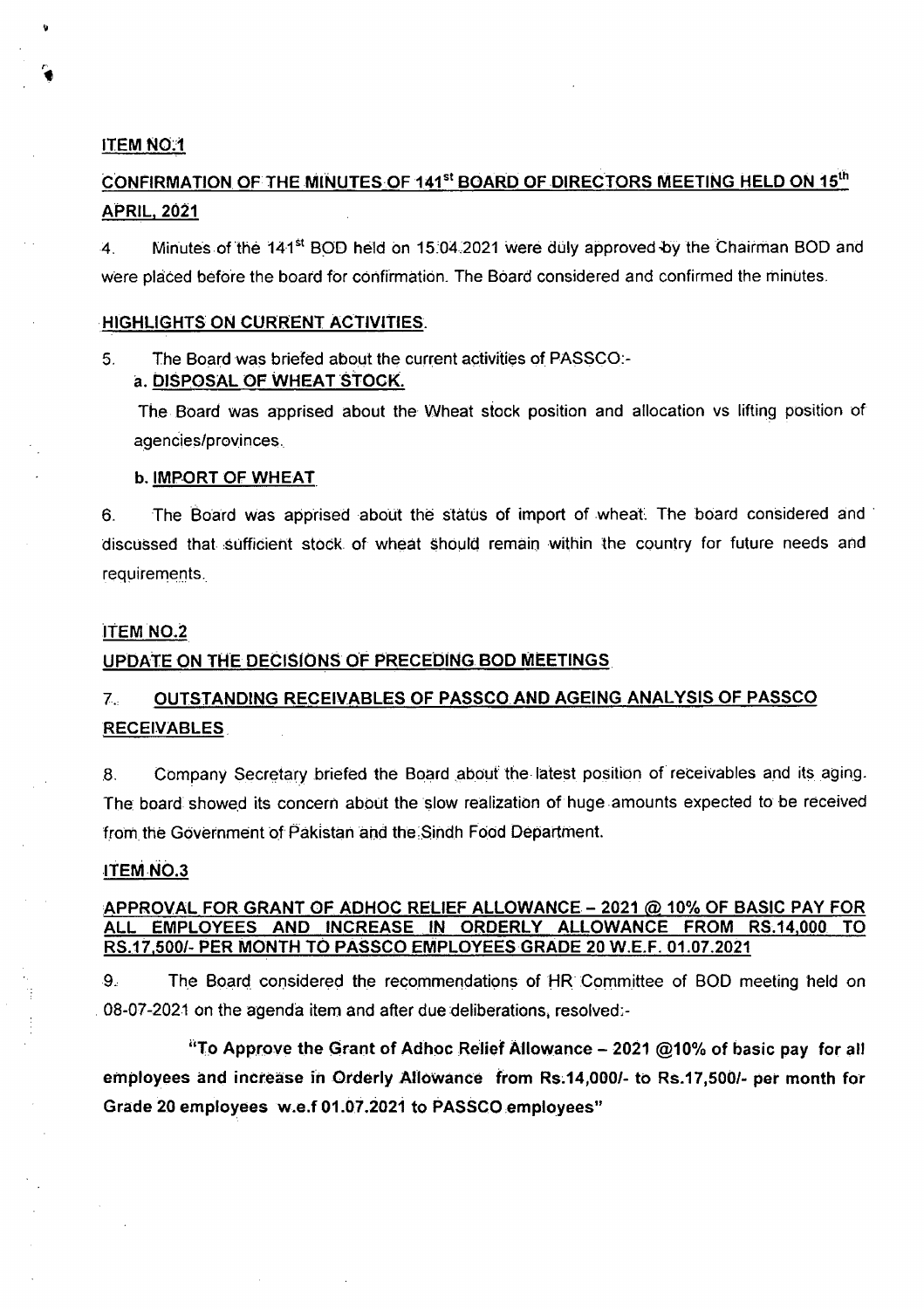**ITEM NO.1**

**CONFIRMATION OF THE MINUTES OF 141st BOARD OF DIRECTORS MEETING HELD ON 15th APRIL, 2021**

4. Minutes of the 141st BOD held on 15.04.2021 were duly approved by the Chairman BOD and were placed before the board for confirmation. The Board considered and confirmed the minutes.

**HIGHLIGHTS ON CURRENT ACTIVITIES.**

5. The Board was briefed about the current activities of PASSCO:-

**a. DISPOSAL OF WHEAT STOCK.**

The Board was apprised about the Wheat stock position and allocation vs lifting position of agencies/provinces.

**b. IMPORT OF WHEAT**

6. The Board was apprised about the status of import of wheat. The board considered and discussed that sufficient stock of wheat should remain within the country for future needs and requirements.

**ITEM NO.2**

**UPDATE ON THE DECISIONS OF PRECEDING BOD MEETINGS**

7. **OUTSTANDING RECEIVABLES OF PASSCO AND AGEING ANALYSIS OF PASSCO RECEIVABLES**

8. Company Secretary briefed the Board about the latest position of receivables and its aging. The board showed its concern about the slow realization of huge amounts expected to be received from the Government of Pakistan and the Sindh Food Department.

**ITEM NO.3**

**APPROVAL FOR GRANT OF ADHOC RELIEF ALLOWANCE – 2021 @ 10% OF BASIC PAY FOR ALL EMPLOYEES AND INCREASE IN ORDERLY ALLOWANCE FROM RS.14,000 TO RS.17,500/- PER MONTH TO PASSCO EMPLOYEES GRADE 20 W.E.F. 01.07.2021**

9. The Board considered the recommendations of HR Committee of BOD meeting held on 08-07-2021 on the agenda item and after due deliberations, resolved:-

**"To Approve the Grant of Adhoc Relief Allowance – 2021 @10% of basic pay for all employees and increase in Orderly Allowance from Rs.14,000/- to Rs.17,500/- per month for Grade 20 employees w.e.f 01.07.2021 to PASSCO employees"**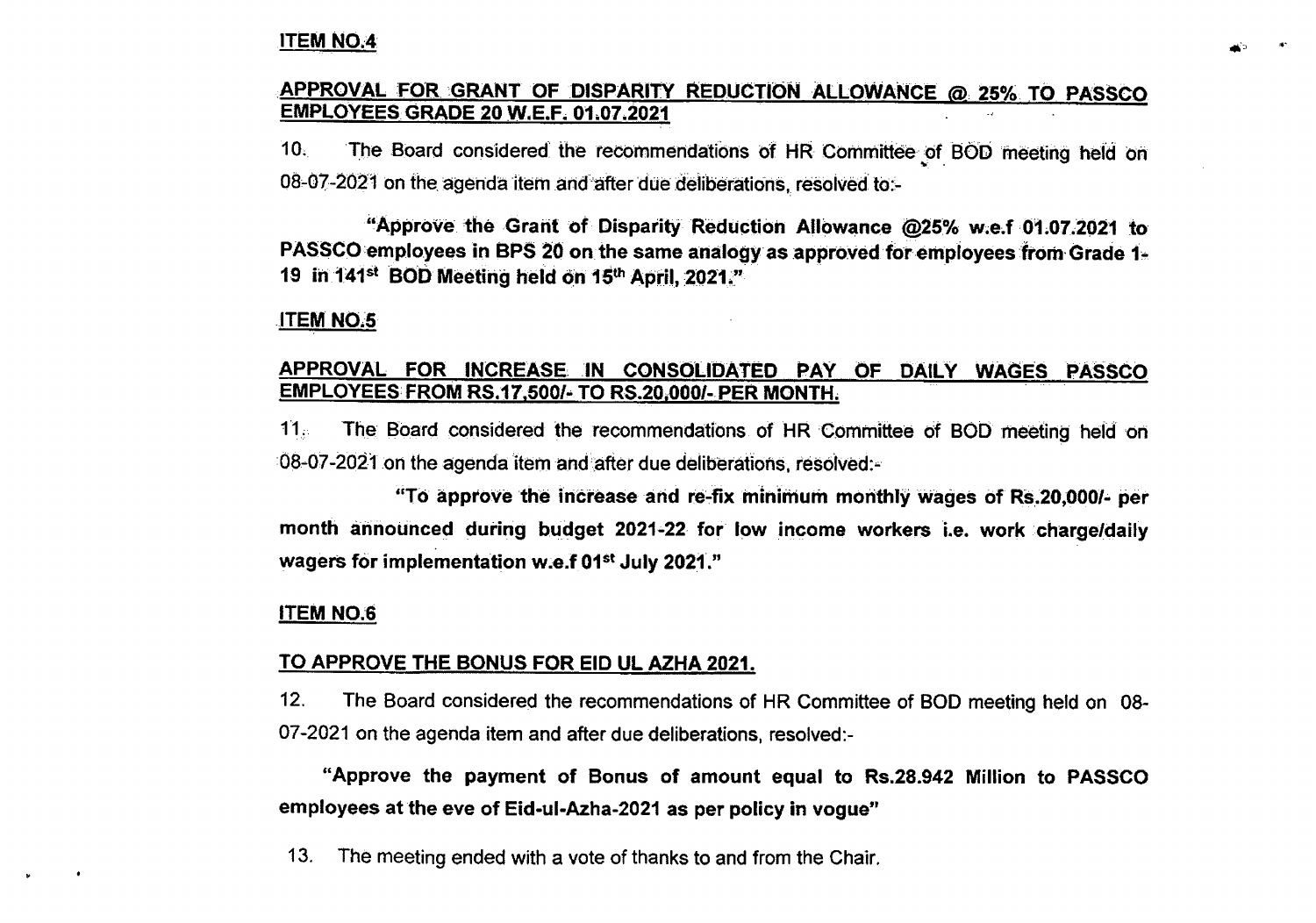**ITEM NO.4**

**APPROVAL FOR GRANT OF DISPARITY REDUCTION ALLOWANCE @ 25% TO PASSCO EMPLOYEES GRADE 20 W.E.F. 01.07.2021**

10. The Board considered the recommendations of HR Committee of BOD meeting held on 08-07-2021 on the agenda item and after due deliberations, resolved to:-

**"Approve the Grant of Disparity Reduction Allowance @25% w.e.f 01.07.2021 to PASSCO employees in BPS 20 on the same analogy as approved for employees from Grade 1-19 in 141st BOD Meeting held on 15th April, 2021."**

**ITEM NO.5**

**APPROVAL FOR INCREASE IN CONSOLIDATED PAY OF DAILY WAGES PASSCO EMPLOYEES FROM RS.17,500/- TO RS.20,000/- PER MONTH.**

11. The Board considered the recommendations of HR Committee of BOD meeting held on 08-07-2021 on the agenda item and after due deliberations, resolved:-

**"To approve the increase and re-fix minimum monthly wages of Rs.20,000/- per month announced during budget 2021-22 for low income workers i.e. work charge/daily wagers for implementation w.e.f 01st July 2021."**

**ITEM NO.6**

**TO APPROVE THE BONUS FOR EID UL AZHA 2021.**

12. The Board considered the recommendations of HR Committee of BOD meeting held on 08-07-2021 on the agenda item and after due deliberations, resolved:-

**"Approve the payment of Bonus of amount equal to Rs.28.942 Million to PASSCO employees at the eve of Eid-ul-Azha-2021 as per policy in vogue"**

13. The meeting ended with a vote of thanks to and from the Chair.